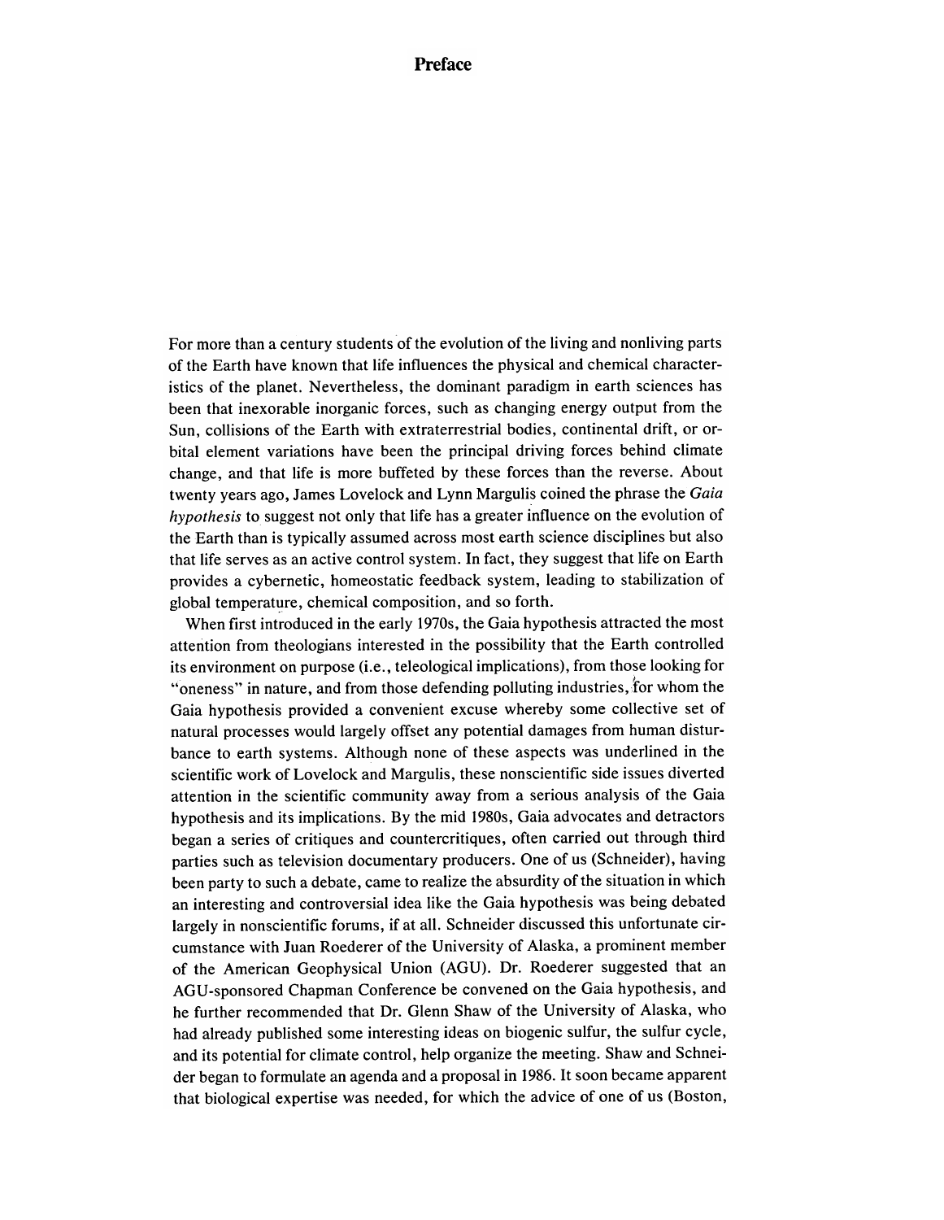# Preface

For more than a century students of the evolution of the living and nonliving parts of the Earth have known that life influences the physical and chemical characteristics of the planet. Nevertheless, the dominant paradigm in earth sciences has been that inexorable inorganic forces, such as changing energy output from the Sun, collisions of the Earth with extraterrestrial bodies, continental drift, or orbital element variations have been the principal driving forces behind climate change, and that life is more buffeted by these forces than the reverse. About twenty years ago, James Lovelock and Lynn Margulis coined the phrase the *Gaia hypothesis* to suggest not only that life has a greater influence on the evolution of the Earth than is typically assumed across most earth science disciplines but also that life serves as an active control system. In fact, they suggest that life on Earth provides a cybernetic, homeostatic feedback system, leading to stabilization of global temperature, chemical composition, and so forth.

When first introduced in the early 1970s, the Gaia hypothesis attracted the most attention from theologians interested in the possibility that the Earth controlled its environment on purpose (i.e., teleological implications), from those looking for "oneness" in nature, and from those defending polluting industries, for whom the Gaia hypothesis provided a convenient excuse whereby some collective set of natural processes would largely offset any potential damages from human disturbance to earth systems. Although none of these aspects was underlined in the scientific work of Lovelock and Margulis, these nonscientific side issues diverted attention in the scientific community away from a serious analysis of the Gaia hypothesis and its implications. By the mid 1980s, Gaia advocates and detractors began a series of critiques and countercritiques, often carried out through third parties such as television documentary producers. One of us (Schneider), having been party to such a debate, came to realize the absurdity of the situation in which an interesting and controversial idea like the Gaia hypothesis was being debated largely in nonscientific forums, if at all. Schneider discussed this unfortunate circumstance with Juan Roederer of the University of Alaska, a prominent member of the American Geophysical Union (AGU). Dr. Roederer suggested that an AGU-sponsored Chapman Conference be convened on the Gaia hypothesis, and he further recommended that Dr. Glenn Shaw of the University of Alaska, who had already published some interesting ideas on biogenic sulfur, the sulfur cycle, and its potential for climate control, help organize the meeting. Shaw and Schneider began to formulate an agenda and a proposal in 1986. It soon became apparent that biological expertise was needed, for which the advice of one of us (Boston,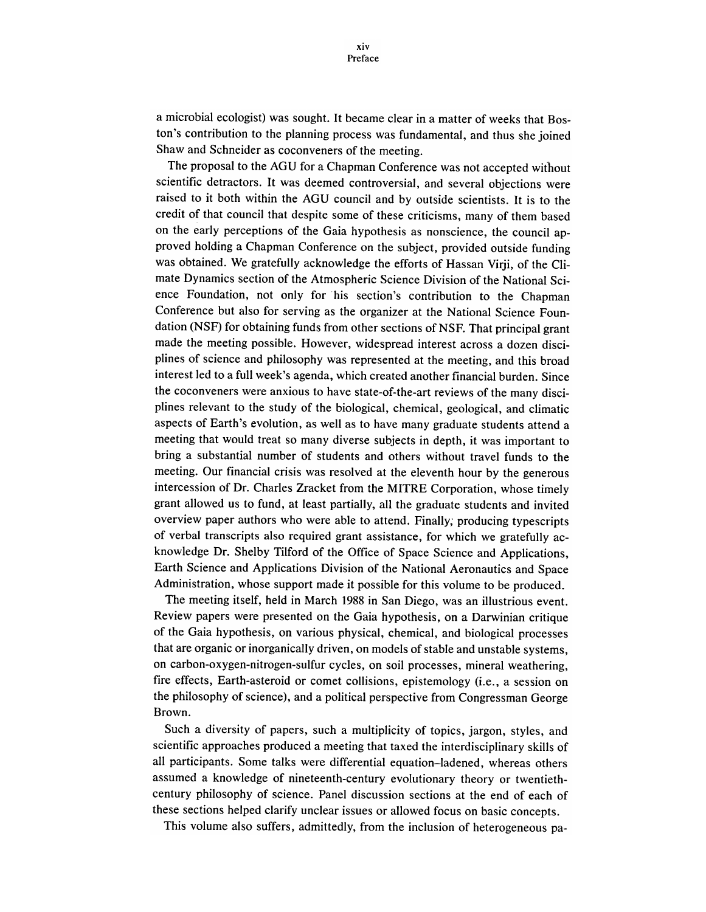a microbial ecologist) was sought. It became clear in a matter of weeks that Boston's contribution to the planning process was fundamental, and thus she joined Shaw and Schneider as coconveners of the meeting.

The proposal to the AGU for a Chapman Conference was not accepted without scientific detractors. It was deemed controversial, and several objections were raised to it both within the AGU council and by outside scientists. It is to the credit of that council that despite some of these criticisms, many of them based on the early perceptions of the Gaia hypothesis as nonscience, the council approved holding a Chapman Conference on the subject, provided outside funding was obtained. We gratefully acknowledge the efforts of Hassan Virji, of the Climate Dynamics section of the Atmospheric Science Division of the National Science Foundation, not only for his section's contribution to the Chapman Conference but also for serving as the organizer at the National Science Foundation (NSF) for obtaining funds from other sections of NSF. That principal grant made the meeting possible. However, widespread interest across a dozen disciplines of science and philosophy was represented at the meeting, and this broad interest led to a full week's agenda, which created another financial burden. Since the coconveners were anxious to have state-of-the-art reviews of the many disciplines relevant to the study of the biological, chemical, geological, and climatic aspects of Earth's evolution, as well as to have many graduate students attend a meeting that would treat so many diverse subjects in depth, it was important to bring a substantial number of students and others without travel funds to the meeting. Our financial crisis was resolved at the eleventh hour by the generous intercession of Dr. Charles Zracket from the MITRE Corporation, whose timely grant allowed us to fund, at least partially, all the graduate students and invited overview paper authors who were able to attend. Finally, producing typescripts of verbal transcripts also required grant assistance, for which we gratefully acknowledge Dr. Shelby Tilford of the Office of Space Science and Applications, Earth Science and Applications Division of the National Aeronautics and Space Administration, whose support made it possible for this volume to be produced.

The meeting itself, held in March 1988 in San Diego, was an illustrious event. Review papers were presented on the Gaia hypothesis, on a Darwinian critique of the Gaia hypothesis, on various physical, chemical, and biological processes that are organic or inorganically driven, on models of stable and unstable systems, on carbon-oxygen-nitrogen-sulfur cycles, on soil processes, mineral weathering, fire effects, Earth-asteroid or comet collisions, epistemology (i.e., a session on the philosophy of science), and a political perspective from Congressman George Brown.

Such a diversity of papers, such a multiplicity of topics, jargon, styles, and scientific approaches produced a meeting that taxed the interdisciplinary skills of all participants. Some talks were differential equation–ladened, whereas others assumed a knowledge of nineteenth-century evolutionary theory or twentieth-century philosophy of science. Panel discussion sections at the end of each of these sections helped clarify unclear issues or allowed focus on basic concepts.

This volume also suffers, admittedly, from the inclusion of heterogeneous pa-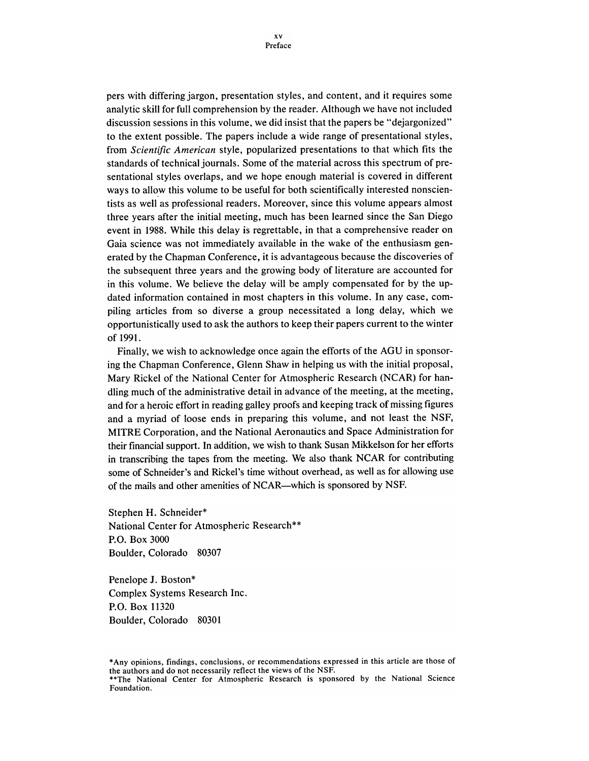pers with differing jargon, presentation styles, and content, and it requires some analytic skill for full comprehension by the reader. Although we have not included discussion sessions in this volume, we did insist that the papers be "dejargonized" to the extent possible. The papers include a wide range of presentational styles, from *Scientific American* style, popularized presentations to that which fits the standards of technical journals. Some of the material across this spectrum of presentational styles overlaps, and we hope enough material is covered in different ways to allow this volume to be useful for both scientifically interested nonscientists as well as professional readers. Moreover, since this volume appears almost three years after the initial meeting, much has been learned since the San Diego event in 1988. While this delay is regrettable, in that a comprehensive reader on Gaia science was not immediately available in the wake of the enthusiasm generated by the Chapman Conference, it is advantageous because the discoveries of the subsequent three years and the growing body of literature are accounted for in this volume. We believe the delay will be amply compensated for by the updated information contained in most chapters in this volume. In any case, compiling articles from so diverse a group necessitated a long delay, which we opportunistically used to ask the authors to keep their papers current to the winter of 1991.

Finally, we wish to acknowledge once again the efforts of the AGU in sponsoring the Chapman Conference, Glenn Shaw in helping us with the initial proposal, Mary Rickel of the National Center for Atmospheric Research (NCAR) for handling much of the administrative detail in advance of the meeting, at the meeting, and for a heroic effort in reading galley proofs and keeping track of missing figures and a myriad of loose ends in preparing this volume, and not least the NSF, MITRE Corporation, and the National Aeronautics and Space Administration for their financial support. In addition, we wish to thank Susan Mikkelson for her efforts in transcribing the tapes from the meeting. We also thank NCAR for contributing some of Schneider's and Rickel's time without overhead, as well as for allowing use of the mails and other amenities of NCAR—which is sponsored by NSF.

Stephen H. Schneider*
National Center for Atmospheric Research**
P.O. Box 3000
Boulder, Colorado 80307

Penelope J. Boston*
Complex Systems Research Inc.
P.O. Box 11320
Boulder, Colorado 80301

*Any opinions, findings, conclusions, or recommendations expressed in this article are those of the authors and do not necessarily reflect the views of the NSF.
**The National Center for Atmospheric Research is sponsored by the National Science Foundation.